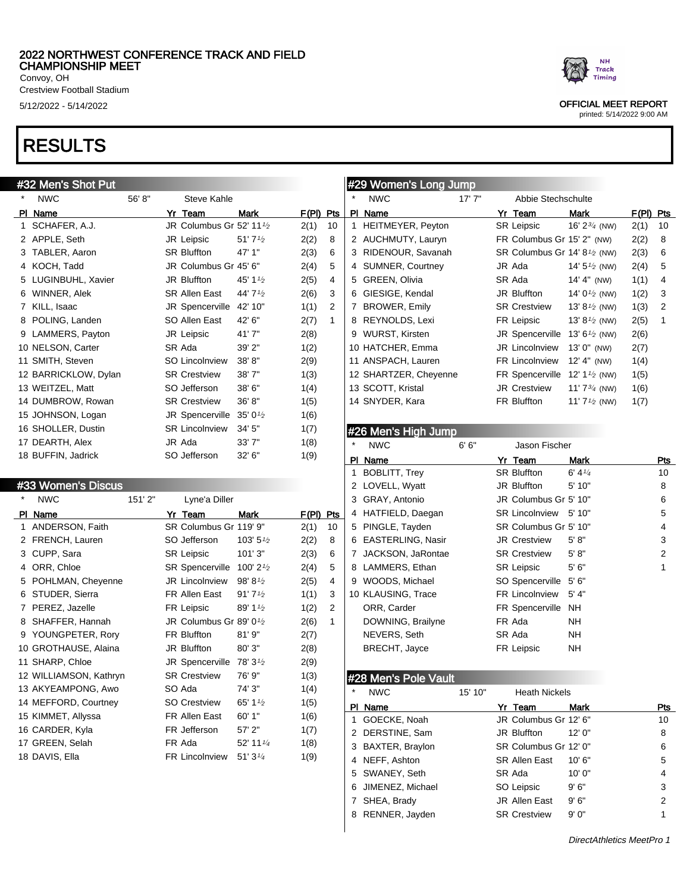# 2022 NORTHWEST CONFERENCE TRACK AND FIELD CHAMPIONSHIP MEET

Convoy, OH
Crestview Football Stadium
5/12/2022 - 5/14/2022

OFFICIAL MEET REPORT
printed: 5/14/2022 9:00 AM

# RESULTS

## #32 Men's Shot Put

\* NWC 56' 8" Steve Kahle

| Pl | Name | Yr | Team | Mark | F(Pl) | Pts |
|---|---|---|---|---|---|---|
| 1 | SCHAFER, A.J. | JR | Columbus Gr | 52' 11½ | 2(1) | 10 |
| 2 | APPLE, Seth | JR | Leipsic | 51' 7½ | 2(2) | 8 |
| 3 | TABLER, Aaron | SR | Bluffton | 47' 1" | 2(3) | 6 |
| 4 | KOCH, Tadd | JR | Columbus Gr | 45' 6" | 2(4) | 5 |
| 5 | LUGINBUHL, Xavier | JR | Bluffton | 45' 1½ | 2(5) | 4 |
| 6 | WINNER, Alek | SR | Allen East | 44' 7½ | 2(6) | 3 |
| 7 | KILL, Isaac | JR | Spencerville | 42' 10" | 1(1) | 2 |
| 8 | POLING, Landen | SO | Allen East | 42' 6" | 2(7) | 1 |
| 9 | LAMMERS, Payton | JR | Leipsic | 41' 7" | 2(8) | |
| 10 | NELSON, Carter | SR | Ada | 39' 2" | 1(2) | |
| 11 | SMITH, Steven | SO | Lincolnview | 38' 8" | 2(9) | |
| 12 | BARRICKLOW, Dylan | SR | Crestview | 38' 7" | 1(3) | |
| 13 | WEITZEL, Matt | SO | Jefferson | 38' 6" | 1(4) | |
| 14 | DUMBROW, Rowan | SR | Crestview | 36' 8" | 1(5) | |
| 15 | JOHNSON, Logan | JR | Spencerville | 35' 0½ | 1(6) | |
| 16 | SHOLLER, Dustin | SR | Lincolnview | 34' 5" | 1(7) | |
| 17 | DEARTH, Alex | JR | Ada | 33' 7" | 1(8) | |
| 18 | BUFFIN, Jadrick | SO | Jefferson | 32' 6" | 1(9) | |

## #33 Women's Discus

\* NWC 151' 2" Lyne'a Diller

| Pl | Name | Yr | Team | Mark | F(Pl) | Pts |
|---|---|---|---|---|---|---|
| 1 | ANDERSON, Faith | SR | Columbus Gr | 119' 9" | 2(1) | 10 |
| 2 | FRENCH, Lauren | SO | Jefferson | 103' 5½ | 2(2) | 8 |
| 3 | CUPP, Sara | SR | Leipsic | 101' 3" | 2(3) | 6 |
| 4 | ORR, Chloe | SR | Spencerville | 100' 2½ | 2(4) | 5 |
| 5 | POHLMAN, Cheyenne | JR | Lincolnview | 98' 8½ | 2(5) | 4 |
| 6 | STUDER, Sierra | FR | Allen East | 91' 7½ | 1(1) | 3 |
| 7 | PEREZ, Jazelle | FR | Leipsic | 89' 1½ | 1(2) | 2 |
| 8 | SHAFFER, Hannah | JR | Columbus Gr | 89' 0½ | 2(6) | 1 |
| 9 | YOUNGPETER, Rory | FR | Bluffton | 81' 9" | 2(7) | |
| 10 | GROTHAUSE, Alaina | JR | Bluffton | 80' 3" | 2(8) | |
| 11 | SHARP, Chloe | JR | Spencerville | 78' 3½ | 2(9) | |
| 12 | WILLIAMSON, Kathryn | SR | Crestview | 76' 9" | 1(3) | |
| 13 | AKYEAMPONG, Awo | SO | Ada | 74' 3" | 1(4) | |
| 14 | MEFFORD, Courtney | SO | Crestview | 65' 1½ | 1(5) | |
| 15 | KIMMET, Allyssa | FR | Allen East | 60' 1" | 1(6) | |
| 16 | CARDER, Kyla | FR | Jefferson | 57' 2" | 1(7) | |
| 17 | GREEN, Selah | FR | Ada | 52' 11¼ | 1(8) | |
| 18 | DAVIS, Ella | FR | Lincolnview | 51' 3¼ | 1(9) | |

## #29 Women's Long Jump

\* NWC 17' 7" Abbie Stechschulte

| Pl | Name | Yr | Team | Mark | F(Pl) | Pts |
|---|---|---|---|---|---|---|
| 1 | HEITMEYER, Peyton | SR | Leipsic | 16' 2¾ (NW) | 2(1) | 10 |
| 2 | AUCHMUTY, Lauryn | FR | Columbus Gr | 15' 2" (NW) | 2(2) | 8 |
| 3 | RIDENOUR, Savanah | SR | Columbus Gr | 14' 8½ (NW) | 2(3) | 6 |
| 4 | SUMNER, Courtney | JR | Ada | 14' 5½ (NW) | 2(4) | 5 |
| 5 | GREEN, Olivia | SR | Ada | 14' 4" (NW) | 1(1) | 4 |
| 6 | GIESIGE, Kendal | JR | Bluffton | 14' 0½ (NW) | 1(2) | 3 |
| 7 | BROWER, Emily | SR | Crestview | 13' 8½ (NW) | 1(3) | 2 |
| 8 | REYNOLDS, Lexi | FR | Leipsic | 13' 8½ (NW) | 2(5) | 1 |
| 9 | WURST, Kirsten | JR | Spencerville | 13' 6½ (NW) | 2(6) | |
| 10 | HATCHER, Emma | JR | Lincolnview | 13' 0" (NW) | 2(7) | |
| 11 | ANSPACH, Lauren | FR | Lincolnview | 12' 4" (NW) | 1(4) | |
| 12 | SHARTZER, Cheyenne | FR | Spencerville | 12' 1½ (NW) | 1(5) | |
| 13 | SCOTT, Kristal | JR | Crestview | 11' 7¾ (NW) | 1(6) | |
| 14 | SNYDER, Kara | FR | Bluffton | 11' 7½ (NW) | 1(7) | |

## #26 Men's High Jump

\* NWC 6' 6" Jason Fischer

| Pl | Name | Yr | Team | Mark | Pts |
|---|---|---|---|---|---|
| 1 | BOBLITT, Trey | SR | Bluffton | 6' 4¼ | 10 |
| 2 | LOVELL, Wyatt | JR | Bluffton | 5' 10" | 8 |
| 3 | GRAY, Antonio | JR | Columbus Gr | 5' 10" | 6 |
| 4 | HATFIELD, Daegan | SR | Lincolnview | 5' 10" | 5 |
| 5 | PINGLE, Tayden | SR | Columbus Gr | 5' 10" | 4 |
| 6 | EASTERLING, Nasir | JR | Crestview | 5' 8" | 3 |
| 7 | JACKSON, JaRontae | SR | Crestview | 5' 8" | 2 |
| 8 | LAMMERS, Ethan | SR | Leipsic | 5' 6" | 1 |
| 9 | WOODS, Michael | SO | Spencerville | 5' 6" | |
| 10 | KLAUSING, Trace | FR | Lincolnview | 5' 4" | |
| | ORR, Carder | FR | Spencerville | NH | |
| | DOWNING, Brailyne | FR | Ada | NH | |
| | NEVERS, Seth | SR | Ada | NH | |
| | BRECHT, Jayce | FR | Leipsic | NH | |

## #28 Men's Pole Vault

\* NWC 15' 10" Heath Nickels

| Pl | Name | Yr | Team | Mark | Pts |
|---|---|---|---|---|---|
| 1 | GOECKE, Noah | JR | Columbus Gr | 12' 6" | 10 |
| 2 | DERSTINE, Sam | JR | Bluffton | 12' 0" | 8 |
| 3 | BAXTER, Braylon | SR | Columbus Gr | 12' 0" | 6 |
| 4 | NEFF, Ashton | SR | Allen East | 10' 6" | 5 |
| 5 | SWANEY, Seth | SR | Ada | 10' 0" | 4 |
| 6 | JIMENEZ, Michael | SO | Leipsic | 9' 6" | 3 |
| 7 | SHEA, Brady | JR | Allen East | 9' 6" | 2 |
| 8 | RENNER, Jayden | SR | Crestview | 9' 0" | 1 |

DirectAthletics MeetPro 1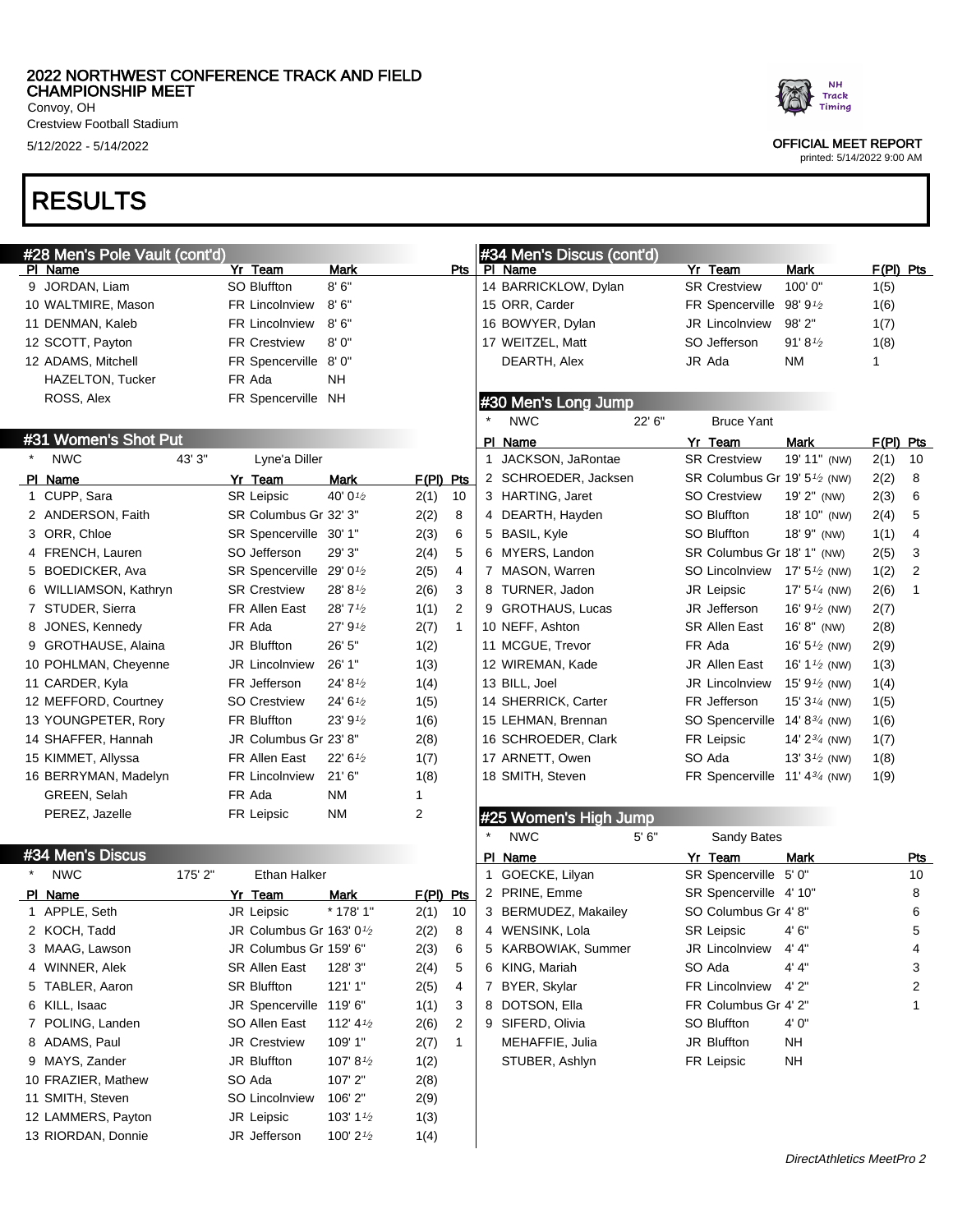# RESULTS

## #28 Men's Pole Vault (cont'd)

| Pl | Name | Yr | Team | Mark | Pts |
|---|---|---|---|---|---|
| 9 | JORDAN, Liam | SO | Bluffton | 8' 6" | |
| 10 | WALTMIRE, Mason | FR | Lincolnview | 8' 6" | |
| 11 | DENMAN, Kaleb | FR | Lincolnview | 8' 6" | |
| 12 | SCOTT, Payton | FR | Crestview | 8' 0" | |
| 12 | ADAMS, Mitchell | FR | Spencerville | 8' 0" | |
| | HAZELTON, Tucker | FR | Ada | NH | |
| | ROSS, Alex | FR | Spencerville | NH | |

## #31 Women's Shot Put

* NWC 43' 3" Lyne'a Diller

| Pl | Name | Yr | Team | Mark | F(Pl) | Pts |
|---|---|---|---|---|---|---|
| 1 | CUPP, Sara | SR | Leipsic | 40' 0½ | 2(1) | 10 |
| 2 | ANDERSON, Faith | SR | Columbus Gr | 32' 3" | 2(2) | 8 |
| 3 | ORR, Chloe | SR | Spencerville | 30' 1" | 2(3) | 6 |
| 4 | FRENCH, Lauren | SO | Jefferson | 29' 3" | 2(4) | 5 |
| 5 | BOEDICKER, Ava | SR | Spencerville | 29' 0½ | 2(5) | 4 |
| 6 | WILLIAMSON, Kathryn | SR | Crestview | 28' 8½ | 2(6) | 3 |
| 7 | STUDER, Sierra | FR | Allen East | 28' 7½ | 1(1) | 2 |
| 8 | JONES, Kennedy | FR | Ada | 27' 9½ | 2(7) | 1 |
| 9 | GROTHAUSE, Alaina | JR | Bluffton | 26' 5" | 1(2) | |
| 10 | POHLMAN, Cheyenne | JR | Lincolnview | 26' 1" | 1(3) | |
| 11 | CARDER, Kyla | FR | Jefferson | 24' 8½ | 1(4) | |
| 12 | MEFFORD, Courtney | SO | Crestview | 24' 6½ | 1(5) | |
| 13 | YOUNGPETER, Rory | FR | Bluffton | 23' 9½ | 1(6) | |
| 14 | SHAFFER, Hannah | JR | Columbus Gr | 23' 8" | 2(8) | |
| 15 | KIMMET, Allyssa | FR | Allen East | 22' 6½ | 1(7) | |
| 16 | BERRYMAN, Madelyn | FR | Lincolnview | 21' 6" | 1(8) | |
| | GREEN, Selah | FR | Ada | NM | 1 | |
| | PEREZ, Jazelle | FR | Leipsic | NM | 2 | |

## #34 Men's Discus

* NWC 175' 2" Ethan Halker

| Pl | Name | Yr | Team | Mark | F(Pl) | Pts |
|---|---|---|---|---|---|---|
| 1 | APPLE, Seth | JR | Leipsic | * 178' 1" | 2(1) | 10 |
| 2 | KOCH, Tadd | JR | Columbus Gr | 163' 0½ | 2(2) | 8 |
| 3 | MAAG, Lawson | JR | Columbus Gr | 159' 6" | 2(3) | 6 |
| 4 | WINNER, Alek | SR | Allen East | 128' 3" | 2(4) | 5 |
| 5 | TABLER, Aaron | SR | Bluffton | 121' 1" | 2(5) | 4 |
| 6 | KILL, Isaac | JR | Spencerville | 119' 6" | 1(1) | 3 |
| 7 | POLING, Landen | SO | Allen East | 112' 4½ | 2(6) | 2 |
| 8 | ADAMS, Paul | JR | Crestview | 109' 1" | 2(7) | 1 |
| 9 | MAYS, Zander | JR | Bluffton | 107' 8½ | 1(2) | |
| 10 | FRAZIER, Mathew | SO | Ada | 107' 2" | 2(8) | |
| 11 | SMITH, Steven | SO | Lincolnview | 106' 2" | 2(9) | |
| 12 | LAMMERS, Payton | JR | Leipsic | 103' 1½ | 1(3) | |
| 13 | RIORDAN, Donnie | JR | Jefferson | 100' 2½ | 1(4) | |
| 14 | BARRICKLOW, Dylan | SR | Crestview | 100' 0" | 1(5) | |
| 15 | ORR, Carder | FR | Spencerville | 98' 9½ | 1(6) | |
| 16 | BOWYER, Dylan | JR | Lincolnview | 98' 2" | 1(7) | |
| 17 | WEITZEL, Matt | SO | Jefferson | 91' 8½ | 1(8) | |
| | DEARTH, Alex | JR | Ada | NM | 1 | |

## #30 Men's Long Jump

* NWC 22' 6" Bruce Yant

| Pl | Name | Yr | Team | Mark | F(Pl) | Pts |
|---|---|---|---|---|---|---|
| 1 | JACKSON, JaRontae | SR | Crestview | 19' 11" (NW) | 2(1) | 10 |
| 2 | SCHROEDER, Jacksen | SR | Columbus Gr | 19' 5½ (NW) | 2(2) | 8 |
| 3 | HARTING, Jaret | SO | Crestview | 19' 2" (NW) | 2(3) | 6 |
| 4 | DEARTH, Hayden | SO | Bluffton | 18' 10" (NW) | 2(4) | 5 |
| 5 | BASIL, Kyle | SO | Bluffton | 18' 9" (NW) | 1(1) | 4 |
| 6 | MYERS, Landon | SR | Columbus Gr | 18' 1" (NW) | 2(5) | 3 |
| 7 | MASON, Warren | SO | Lincolnview | 17' 5½ (NW) | 1(2) | 2 |
| 8 | TURNER, Jadon | JR | Leipsic | 17' 5¼ (NW) | 2(6) | 1 |
| 9 | GROTHAUS, Lucas | JR | Jefferson | 16' 9½ (NW) | 2(7) | |
| 10 | NEFF, Ashton | SR | Allen East | 16' 8" (NW) | 2(8) | |
| 11 | MCGUE, Trevor | FR | Ada | 16' 5½ (NW) | 2(9) | |
| 12 | WIREMAN, Kade | JR | Allen East | 16' 1½ (NW) | 1(3) | |
| 13 | BILL, Joel | JR | Lincolnview | 15' 9½ (NW) | 1(4) | |
| 14 | SHERRICK, Carter | FR | Jefferson | 15' 3¼ (NW) | 1(5) | |
| 15 | LEHMAN, Brennan | SO | Spencerville | 14' 8¾ (NW) | 1(6) | |
| 16 | SCHROEDER, Clark | FR | Leipsic | 14' 2¾ (NW) | 1(7) | |
| 17 | ARNETT, Owen | SO | Ada | 13' 3½ (NW) | 1(8) | |
| 18 | SMITH, Steven | FR | Spencerville | 11' 4¾ (NW) | 1(9) | |

## #25 Women's High Jump

* NWC 5' 6" Sandy Bates

| Pl | Name | Yr | Team | Mark | Pts |
|---|---|---|---|---|---|
| 1 | GOECKE, Lilyan | SR | Spencerville | 5' 0" | 10 |
| 2 | PRINE, Emme | SR | Spencerville | 4' 10" | 8 |
| 3 | BERMUDEZ, Makailey | SO | Columbus Gr | 4' 8" | 6 |
| 4 | WENSINK, Lola | SR | Leipsic | 4' 6" | 5 |
| 5 | KARBOWIAK, Summer | JR | Lincolnview | 4' 4" | 4 |
| 6 | KING, Mariah | SO | Ada | 4' 4" | 3 |
| 7 | BYER, Skylar | FR | Lincolnview | 4' 2" | 2 |
| 8 | DOTSON, Ella | FR | Columbus Gr | 4' 2" | 1 |
| 9 | SIFERD, Olivia | SO | Bluffton | 4' 0" | |
| | MEHAFFIE, Julia | JR | Bluffton | NH | |
| | STUBER, Ashlyn | FR | Leipsic | NH | |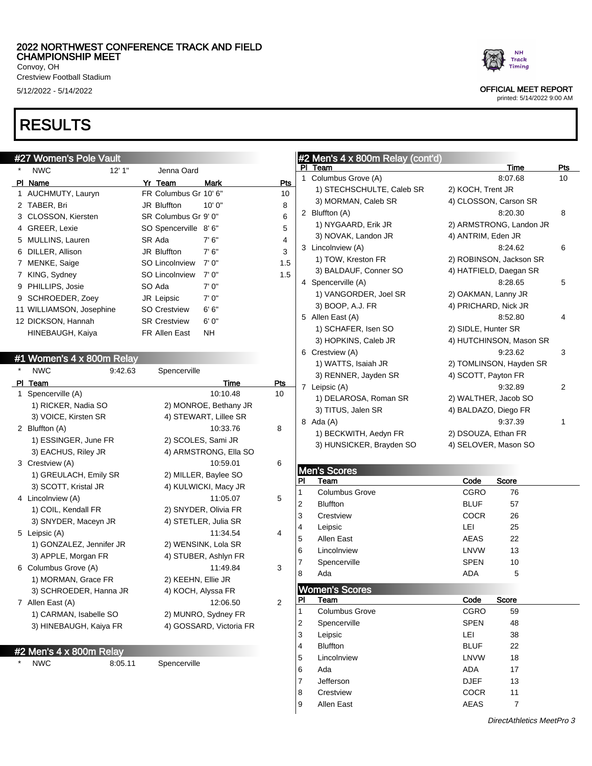# 2022 NORTHWEST CONFERENCE TRACK AND FIELD CHAMPIONSHIP MEET

Convoy, OH
Crestview Football Stadium
5/12/2022 - 5/14/2022

OFFICIAL MEET REPORT
printed: 5/14/2022 9:00 AM

# RESULTS

## #27 Women's Pole Vault

\* NWC 12' 1" Jenna Oard

| Pl | Name | Yr | Team | Mark | Pts |
|---|---|---|---|---|---|
| 1 | AUCHMUTY, Lauryn | FR | Columbus Gr | 10' 6" | 10 |
| 2 | TABER, Bri | JR | Bluffton | 10' 0" | 8 |
| 3 | CLOSSON, Kiersten | SR | Columbus Gr | 9' 0" | 6 |
| 4 | GREER, Lexie | SO | Spencerville | 8' 6" | 5 |
| 5 | MULLINS, Lauren | SR | Ada | 7' 6" | 4 |
| 6 | DILLER, Allison | JR | Bluffton | 7' 6" | 3 |
| 7 | MENKE, Saige | SO | Lincolnview | 7' 0" | 1.5 |
| 7 | KING, Sydney | SO | Lincolnview | 7' 0" | 1.5 |
| 9 | PHILLIPS, Josie | SO | Ada | 7' 0" | |
| 9 | SCHROEDER, Zoey | JR | Leipsic | 7' 0" | |
| 11 | WILLIAMSON, Josephine | SO | Crestview | 6' 6" | |
| 12 | DICKSON, Hannah | SR | Crestview | 6' 0" | |
| | HINEBAUGH, Kaiya | FR | Allen East | NH | |

## #1 Women's 4 x 800m Relay

\* NWC 9:42.63 Spencerville

| Pl | Team | Time | Pts |
|---|---|---|---|
| 1 | Spencerville (A) | 10:10.48 | 10 |
| | 1) RICKER, Nadia SO; 2) MONROE, Bethany JR; 3) VOICE, Kirsten SR; 4) STEWART, Lillee SR | | |
| 2 | Bluffton (A) | 10:33.76 | 8 |
| | 1) ESSINGER, June FR; 2) SCOLES, Sami JR; 3) EACHUS, Riley JR; 4) ARMSTRONG, Ella SO | | |
| 3 | Crestview (A) | 10:59.01 | 6 |
| | 1) GREULACH, Emily SR; 2) MILLER, Baylee SO; 3) SCOTT, Kristal JR; 4) KULWICKI, Macy JR | | |
| 4 | Lincolnview (A) | 11:05.07 | 5 |
| | 1) COIL, Kendall FR; 2) SNYDER, Olivia FR; 3) SNYDER, Maceyn JR; 4) STETLER, Julia SR | | |
| 5 | Leipsic (A) | 11:34.54 | 4 |
| | 1) GONZALEZ, Jennifer JR; 2) WENSINK, Lola SR; 3) APPLE, Morgan FR; 4) STUBER, Ashlyn FR | | |
| 6 | Columbus Grove (A) | 11:49.84 | 3 |
| | 1) MORMAN, Grace FR; 2) KEEHN, Ellie JR; 3) SCHROEDER, Hanna JR; 4) KOCH, Alyssa FR | | |
| 7 | Allen East (A) | 12:06.50 | 2 |
| | 1) CARMAN, Isabelle SO; 2) MUNRO, Sydney FR; 3) HINEBAUGH, Kaiya FR; 4) GOSSARD, Victoria FR | | |

## #2 Men's 4 x 800m Relay

\* NWC 8:05.11 Spencerville

| Pl | Team | Time | Pts |
|---|---|---|---|
| 1 | Columbus Grove (A) | 8:07.68 | 10 |
| | 1) STECHSCHULTE, Caleb SR; 2) KOCH, Trent JR; 3) MORMAN, Caleb SR; 4) CLOSSON, Carson SR | | |
| 2 | Bluffton (A) | 8:20.30 | 8 |
| | 1) NYGAARD, Erik JR; 2) ARMSTRONG, Landon JR; 3) NOVAK, Landon JR; 4) ANTRIM, Eden JR | | |
| 3 | Lincolnview (A) | 8:24.62 | 6 |
| | 1) TOW, Kreston FR; 2) ROBINSON, Jackson SR; 3) BALDAUF, Conner SO; 4) HATFIELD, Daegan SR | | |
| 4 | Spencerville (A) | 8:28.65 | 5 |
| | 1) VANGORDER, Joel SR; 2) OAKMAN, Lanny JR; 3) BOOP, A.J. FR; 4) PRICHARD, Nick JR | | |
| 5 | Allen East (A) | 8:52.80 | 4 |
| | 1) SCHAFER, Isen SO; 2) SIDLE, Hunter SR; 3) HOPKINS, Caleb JR; 4) HUTCHINSON, Mason SR | | |
| 6 | Crestview (A) | 9:23.62 | 3 |
| | 1) WATTS, Isaiah JR; 2) TOMLINSON, Hayden SR; 3) RENNER, Jayden SR; 4) SCOTT, Payton FR | | |
| 7 | Leipsic (A) | 9:32.89 | 2 |
| | 1) DELAROSA, Roman SR; 2) WALTHER, Jacob SO; 3) TITUS, Jalen SR; 4) BALDAZO, Diego FR | | |
| 8 | Ada (A) | 9:37.39 | 1 |
| | 1) BECKWITH, Aedyn FR; 2) DSOUZA, Ethan FR; 3) HUNSICKER, Brayden SO; 4) SELOVER, Mason SO | | |

## Men's Scores

| Pl | Team | Code | Score |
|---|---|---|---|
| 1 | Columbus Grove | CGRO | 76 |
| 2 | Bluffton | BLUF | 57 |
| 3 | Crestview | COCR | 26 |
| 4 | Leipsic | LEI | 25 |
| 5 | Allen East | AEAS | 22 |
| 6 | Lincolnview | LNVW | 13 |
| 7 | Spencerville | SPEN | 10 |
| 8 | Ada | ADA | 5 |

## Women's Scores

| Pl | Team | Code | Score |
|---|---|---|---|
| 1 | Columbus Grove | CGRO | 59 |
| 2 | Spencerville | SPEN | 48 |
| 3 | Leipsic | LEI | 38 |
| 4 | Bluffton | BLUF | 22 |
| 5 | Lincolnview | LNVW | 18 |
| 6 | Ada | ADA | 17 |
| 7 | Jefferson | DJEF | 13 |
| 8 | Crestview | COCR | 11 |
| 9 | Allen East | AEAS | 7 |